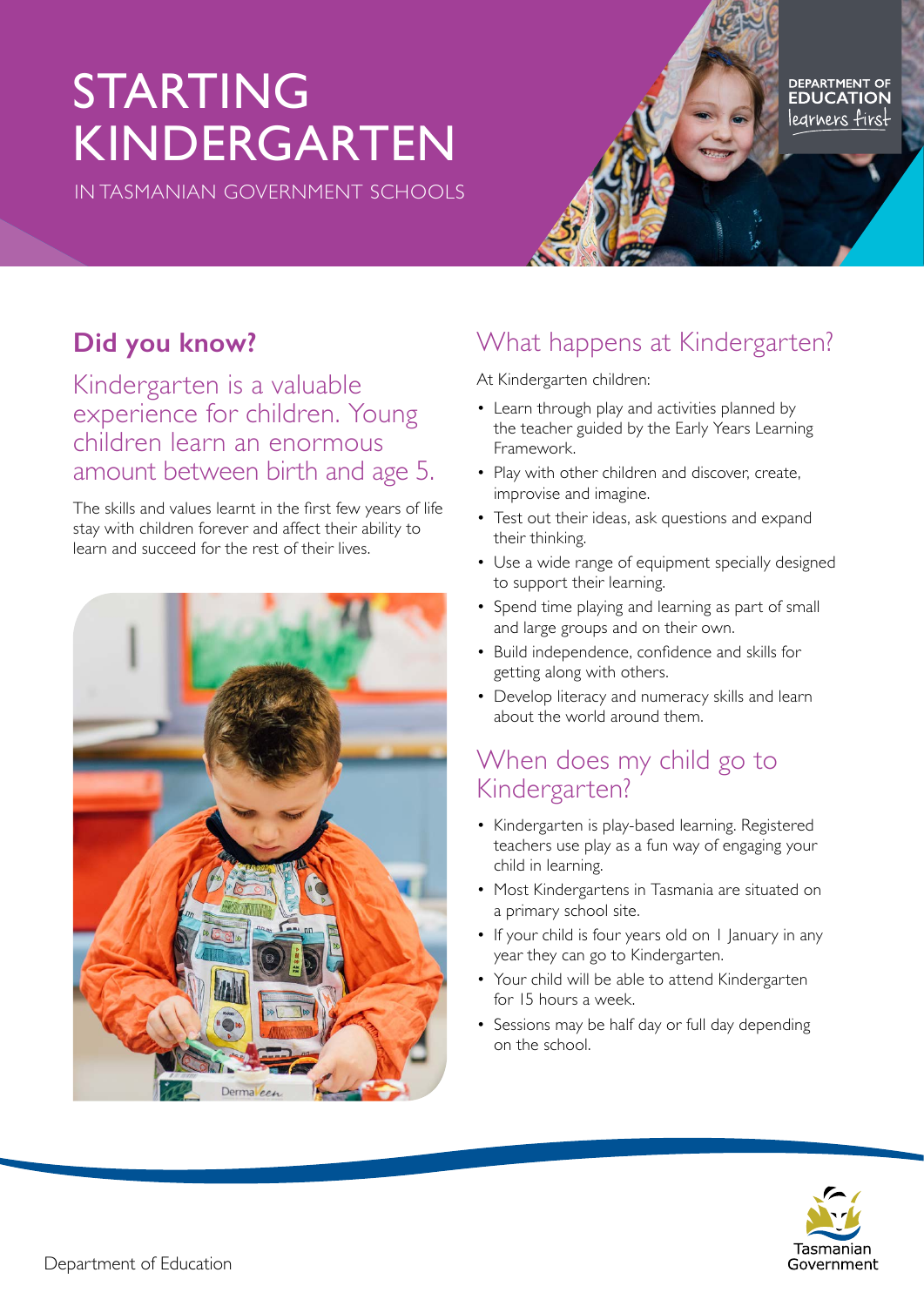# STARTING KINDERGARTEN

IN TASMANIAN GOVERNMENT SCHOOLS

DEPARTMENT OF EDUCATION
learners first

## Did you know?

### Kindergarten is a valuable experience for children. Young children learn an enormous amount between birth and age 5.

The skills and values learnt in the first few years of life stay with children forever and affect their ability to learn and succeed for the rest of their lives.

## What happens at Kindergarten?

At Kindergarten children:

- Learn through play and activities planned by the teacher guided by the Early Years Learning Framework.
- Play with other children and discover, create, improvise and imagine.
- Test out their ideas, ask questions and expand their thinking.
- Use a wide range of equipment specially designed to support their learning.
- Spend time playing and learning as part of small and large groups and on their own.
- Build independence, confidence and skills for getting along with others.
- Develop literacy and numeracy skills and learn about the world around them.

## When does my child go to Kindergarten?

- Kindergarten is play-based learning. Registered teachers use play as a fun way of engaging your child in learning.
- Most Kindergartens in Tasmania are situated on a primary school site.
- If your child is four years old on 1 January in any year they can go to Kindergarten.
- Your child will be able to attend Kindergarten for 15 hours a week.
- Sessions may be half day or full day depending on the school.

Department of Education

Tasmanian Government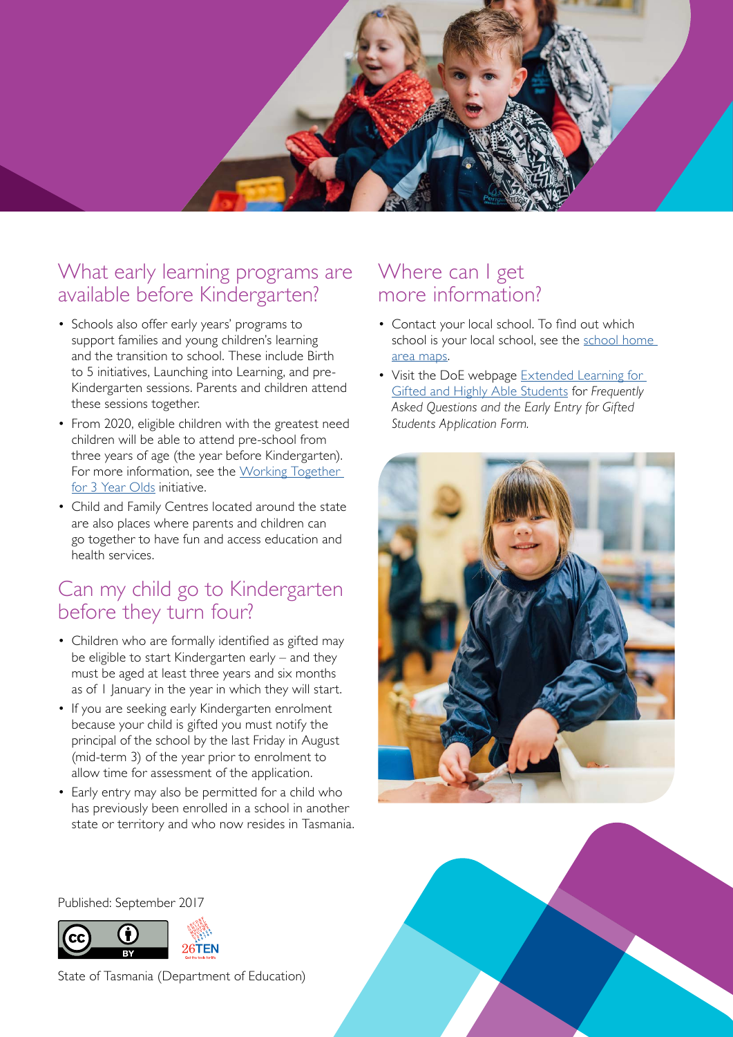## What early learning programs are available before Kindergarten?

- Schools also offer early years' programs to support families and young children's learning and the transition to school. These include Birth to 5 initiatives, Launching into Learning, and pre-Kindergarten sessions. Parents and children attend these sessions together.
- From 2020, eligible children with the greatest need children will be able to attend pre-school from three years of age (the year before Kindergarten). For more information, see the Working Together for 3 Year Olds initiative.
- Child and Family Centres located around the state are also places where parents and children can go together to have fun and access education and health services.

## Can my child go to Kindergarten before they turn four?

- Children who are formally identified as gifted may be eligible to start Kindergarten early – and they must be aged at least three years and six months as of 1 January in the year in which they will start.
- If you are seeking early Kindergarten enrolment because your child is gifted you must notify the principal of the school by the last Friday in August (mid-term 3) of the year prior to enrolment to allow time for assessment of the application.
- Early entry may also be permitted for a child who has previously been enrolled in a school in another state or territory and who now resides in Tasmania.

## Where can I get more information?

- Contact your local school. To find out which school is your local school, see the school home area maps.
- Visit the DoE webpage Extended Learning for Gifted and Highly Able Students for *Frequently Asked Questions and the Early Entry for Gifted Students Application Form.*

Published: September 2017

State of Tasmania (Department of Education)